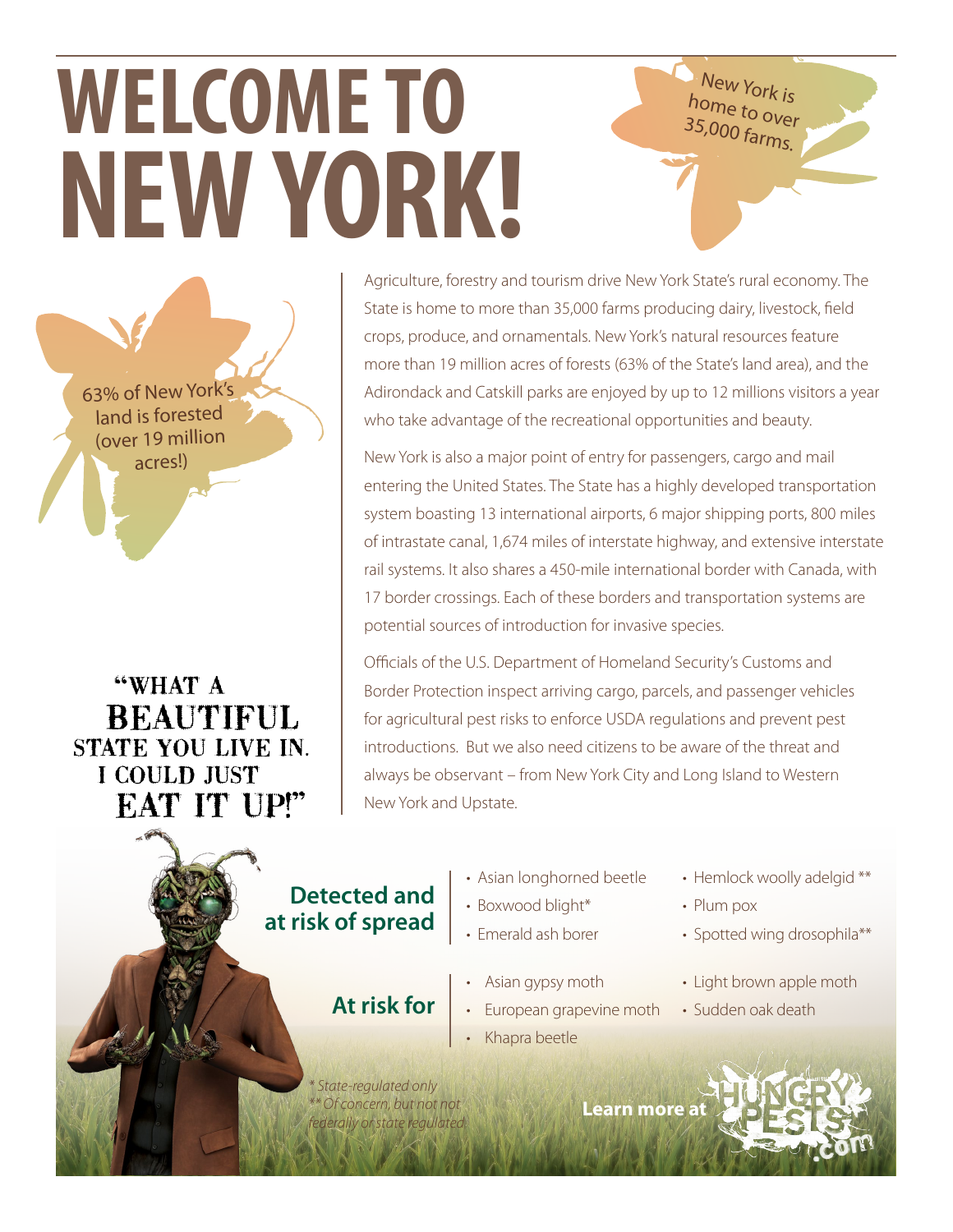# WELCOME TO NEW YORK!

New York is home to over 35,000 farms.

63% of New York's land is forested (over 19 million acres!)

"WHAT A BEAUTIFUL STATE YOU LIVE IN. I COULD JUST EAT IT UP!"

Agriculture, forestry and tourism drive New York State's rural economy. The State is home to more than 35,000 farms producing dairy, livestock, field crops, produce, and ornamentals. New York's natural resources feature more than 19 million acres of forests (63% of the State's land area), and the Adirondack and Catskill parks are enjoyed by up to 12 millions visitors a year who take advantage of the recreational opportunities and beauty.

New York is also a major point of entry for passengers, cargo and mail entering the United States. The State has a highly developed transportation system boasting 13 international airports, 6 major shipping ports, 800 miles of intrastate canal, 1,674 miles of interstate highway, and extensive interstate rail systems. It also shares a 450-mile international border with Canada, with 17 border crossings. Each of these borders and transportation systems are potential sources of introduction for invasive species.

Officials of the U.S. Department of Homeland Security's Customs and Border Protection inspect arriving cargo, parcels, and passenger vehicles for agricultural pest risks to enforce USDA regulations and prevent pest introductions. But we also need citizens to be aware of the threat and always be observant – from New York City and Long Island to Western New York and Upstate.

## Detected and at risk of spread

- Asian longhorned beetle
- Boxwood blight*
- Emerald ash borer
- Hemlock woolly adelgid **
- Plum pox
- Spotted wing drosophila**

## At risk for

- Asian gypsy moth
- European grapevine moth
- Khapra beetle
- Light brown apple moth
- Sudden oak death

*\* State-regulated only*
*\*\* Of concern, but not not federally or state regulated*

**Learn more at** HUNGRYPESTS.com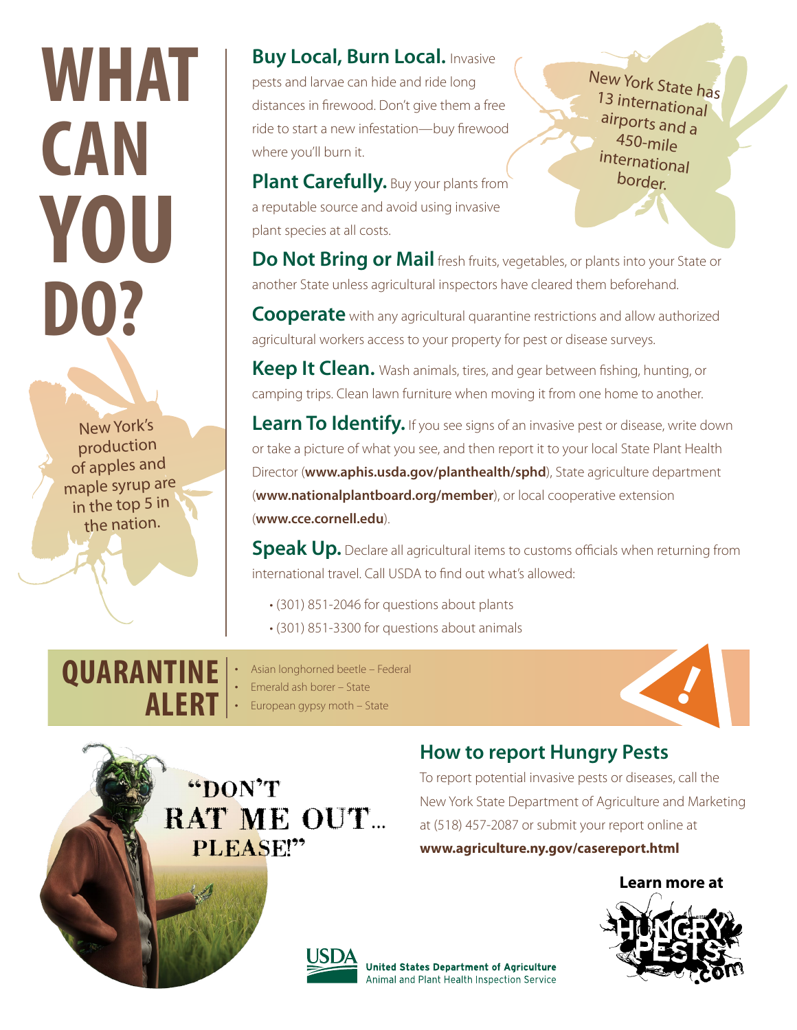# WHAT CAN YOU DO?

New York's production of apples and maple syrup are in the top 5 in the nation.

**Buy Local, Burn Local.** Invasive pests and larvae can hide and ride long distances in firewood. Don't give them a free ride to start a new infestation—buy firewood where you'll burn it.

New York State has 13 international airports and a 450-mile international border.

**Plant Carefully.** Buy your plants from a reputable source and avoid using invasive plant species at all costs.

**Do Not Bring or Mail** fresh fruits, vegetables, or plants into your State or another State unless agricultural inspectors have cleared them beforehand.

**Cooperate** with any agricultural quarantine restrictions and allow authorized agricultural workers access to your property for pest or disease surveys.

**Keep It Clean.** Wash animals, tires, and gear between fishing, hunting, or camping trips. Clean lawn furniture when moving it from one home to another.

**Learn To Identify.** If you see signs of an invasive pest or disease, write down or take a picture of what you see, and then report it to your local State Plant Health Director (**www.aphis.usda.gov/planthealth/sphd**), State agriculture department (**www.nationalplantboard.org/member**), or local cooperative extension (**www.cce.cornell.edu**).

**Speak Up.** Declare all agricultural items to customs officials when returning from international travel. Call USDA to find out what's allowed:

- (301) 851-2046 for questions about plants
- (301) 851-3300 for questions about animals

## QUARANTINE ALERT

- Asian longhorned beetle – Federal
- Emerald ash borer – State
- European gypsy moth – State

"DON'T RAT ME OUT... PLEASE!"

## How to report Hungry Pests

To report potential invasive pests or diseases, call the New York State Department of Agriculture and Marketing at (518) 457-2087 or submit your report online at **www.agriculture.ny.gov/casereport.html**

**Learn more at** HUNGRYPESTS.com

USDA
United States Department of Agriculture
Animal and Plant Health Inspection Service